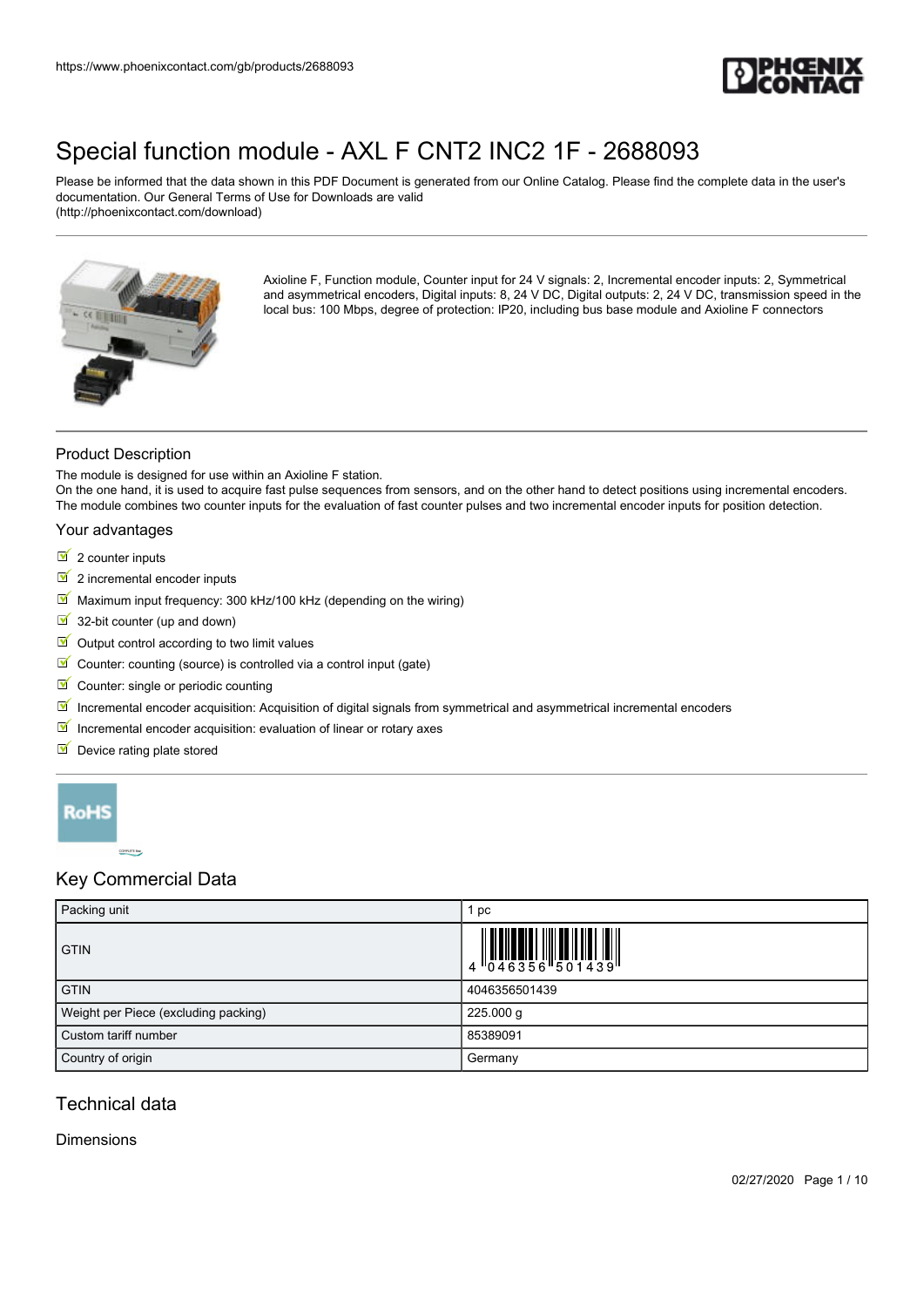# Special function module - AXL F CNT2 INC2 1F - 2688093

Please be informed that the data shown in this PDF Document is generated from our Online Catalog. Please find the complete data in the user's documentation. Our General Terms of Use for Downloads are valid
(http://phoenixcontact.com/download)

Axioline F, Function module, Counter input for 24 V signals: 2, Incremental encoder inputs: 2, Symmetrical and asymmetrical encoders, Digital inputs: 8, 24 V DC, Digital outputs: 2, 24 V DC, transmission speed in the local bus: 100 Mbps, degree of protection: IP20, including bus base module and Axioline F connectors

## Product Description

The module is designed for use within an Axioline F station.
On the one hand, it is used to acquire fast pulse sequences from sensors, and on the other hand to detect positions using incremental encoders. The module combines two counter inputs for the evaluation of fast counter pulses and two incremental encoder inputs for position detection.

### Your advantages

- 2 counter inputs
- 2 incremental encoder inputs
- Maximum input frequency: 300 kHz/100 kHz (depending on the wiring)
- 32-bit counter (up and down)
- Output control according to two limit values
- Counter: counting (source) is controlled via a control input (gate)
- Counter: single or periodic counting
- Incremental encoder acquisition: Acquisition of digital signals from symmetrical and asymmetrical incremental encoders
- Incremental encoder acquisition: evaluation of linear or rotary axes
- Device rating plate stored

RoHS

## Key Commercial Data

| Packing unit | 1 pc |
|---|---|
| GTIN | 4 046356 501439 |
| GTIN | 4046356501439 |
| Weight per Piece (excluding packing) | 225.000 g |
| Custom tariff number | 85389091 |
| Country of origin | Germany |

## Technical data

### Dimensions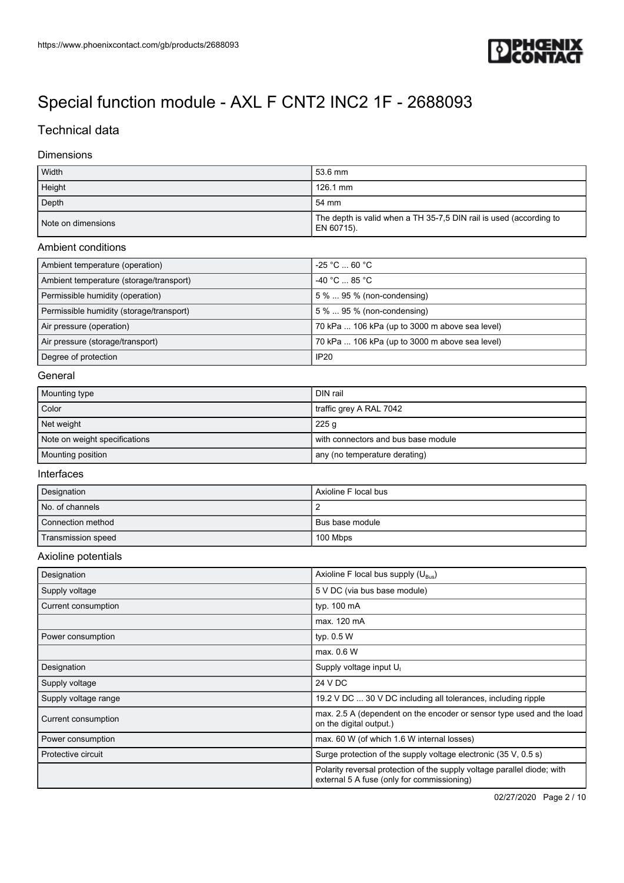# Special function module - AXL F CNT2 INC2 1F - 2688093

## Technical data

### Dimensions

| | |
|---|---|
| Width | 53.6 mm |
| Height | 126.1 mm |
| Depth | 54 mm |
| Note on dimensions | The depth is valid when a TH 35-7,5 DIN rail is used (according to EN 60715). |

### Ambient conditions

| | |
|---|---|
| Ambient temperature (operation) | -25 °C ... 60 °C |
| Ambient temperature (storage/transport) | -40 °C ... 85 °C |
| Permissible humidity (operation) | 5 % ... 95 % (non-condensing) |
| Permissible humidity (storage/transport) | 5 % ... 95 % (non-condensing) |
| Air pressure (operation) | 70 kPa ... 106 kPa (up to 3000 m above sea level) |
| Air pressure (storage/transport) | 70 kPa ... 106 kPa (up to 3000 m above sea level) |
| Degree of protection | IP20 |

### General

| | |
|---|---|
| Mounting type | DIN rail |
| Color | traffic grey A RAL 7042 |
| Net weight | 225 g |
| Note on weight specifications | with connectors and bus base module |
| Mounting position | any (no temperature derating) |

### Interfaces

| | |
|---|---|
| Designation | Axioline F local bus |
| No. of channels | 2 |
| Connection method | Bus base module |
| Transmission speed | 100 Mbps |

### Axioline potentials

| | |
|---|---|
| Designation | Axioline F local bus supply ($U_{Bus}$) |
| Supply voltage | 5 V DC (via bus base module) |
| Current consumption | typ. 100 mA |
| | max. 120 mA |
| Power consumption | typ. 0.5 W |
| | max. 0.6 W |
| Designation | Supply voltage input $U_I$ |
| Supply voltage | 24 V DC |
| Supply voltage range | 19.2 V DC ... 30 V DC including all tolerances, including ripple |
| Current consumption | max. 2.5 A (dependent on the encoder or sensor type used and the load on the digital output.) |
| Power consumption | max. 60 W (of which 1.6 W internal losses) |
| Protective circuit | Surge protection of the supply voltage electronic (35 V, 0.5 s) |
| | Polarity reversal protection of the supply voltage parallel diode; with external 5 A fuse (only for commissioning) |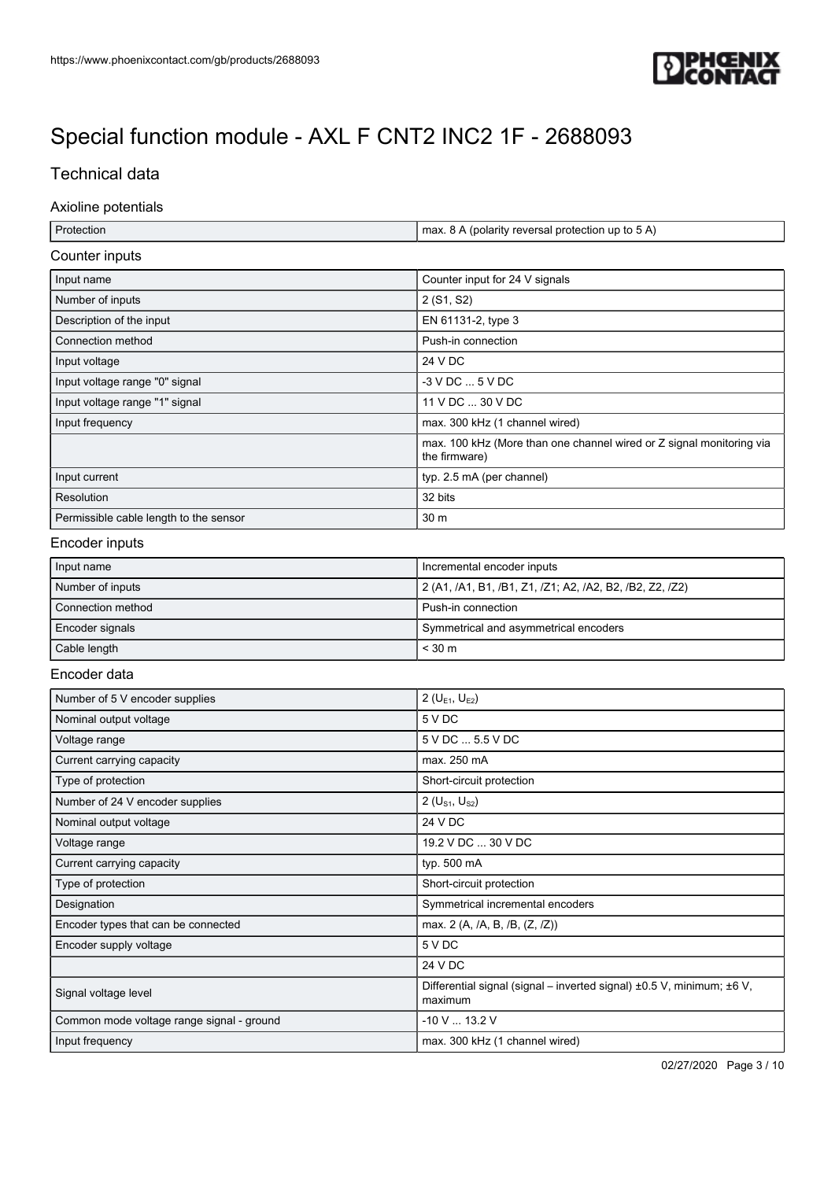# Special function module - AXL F CNT2 INC2 1F - 2688093

## Technical data

### Axioline potentials

| Protection | max. 8 A (polarity reversal protection up to 5 A) |
|---|---|

### Counter inputs

| Input name | Counter input for 24 V signals |
|---|---|
| Number of inputs | 2 (S1, S2) |
| Description of the input | EN 61131-2, type 3 |
| Connection method | Push-in connection |
| Input voltage | 24 V DC |
| Input voltage range "0" signal | -3 V DC ... 5 V DC |
| Input voltage range "1" signal | 11 V DC ... 30 V DC |
| Input frequency | max. 300 kHz (1 channel wired) |
| | max. 100 kHz (More than one channel wired or Z signal monitoring via the firmware) |
| Input current | typ. 2.5 mA (per channel) |
| Resolution | 32 bits |
| Permissible cable length to the sensor | 30 m |

### Encoder inputs

| Input name | Incremental encoder inputs |
|---|---|
| Number of inputs | 2 (A1, /A1, B1, /B1, Z1, /Z1; A2, /A2, B2, /B2, Z2, /Z2) |
| Connection method | Push-in connection |
| Encoder signals | Symmetrical and asymmetrical encoders |
| Cable length | < 30 m |

### Encoder data

| Number of 5 V encoder supplies | 2 ($U_{E1}$, $U_{E2}$) |
|---|---|
| Nominal output voltage | 5 V DC |
| Voltage range | 5 V DC ... 5.5 V DC |
| Current carrying capacity | max. 250 mA |
| Type of protection | Short-circuit protection |
| Number of 24 V encoder supplies | 2 ($U_{S1}$, $U_{S2}$) |
| Nominal output voltage | 24 V DC |
| Voltage range | 19.2 V DC ... 30 V DC |
| Current carrying capacity | typ. 500 mA |
| Type of protection | Short-circuit protection |
| Designation | Symmetrical incremental encoders |
| Encoder types that can be connected | max. 2 (A, /A, B, /B, (Z, /Z)) |
| Encoder supply voltage | 5 V DC |
| | 24 V DC |
| Signal voltage level | Differential signal (signal – inverted signal) ±0.5 V, minimum; ±6 V, maximum |
| Common mode voltage range signal - ground | -10 V ... 13.2 V |
| Input frequency | max. 300 kHz (1 channel wired) |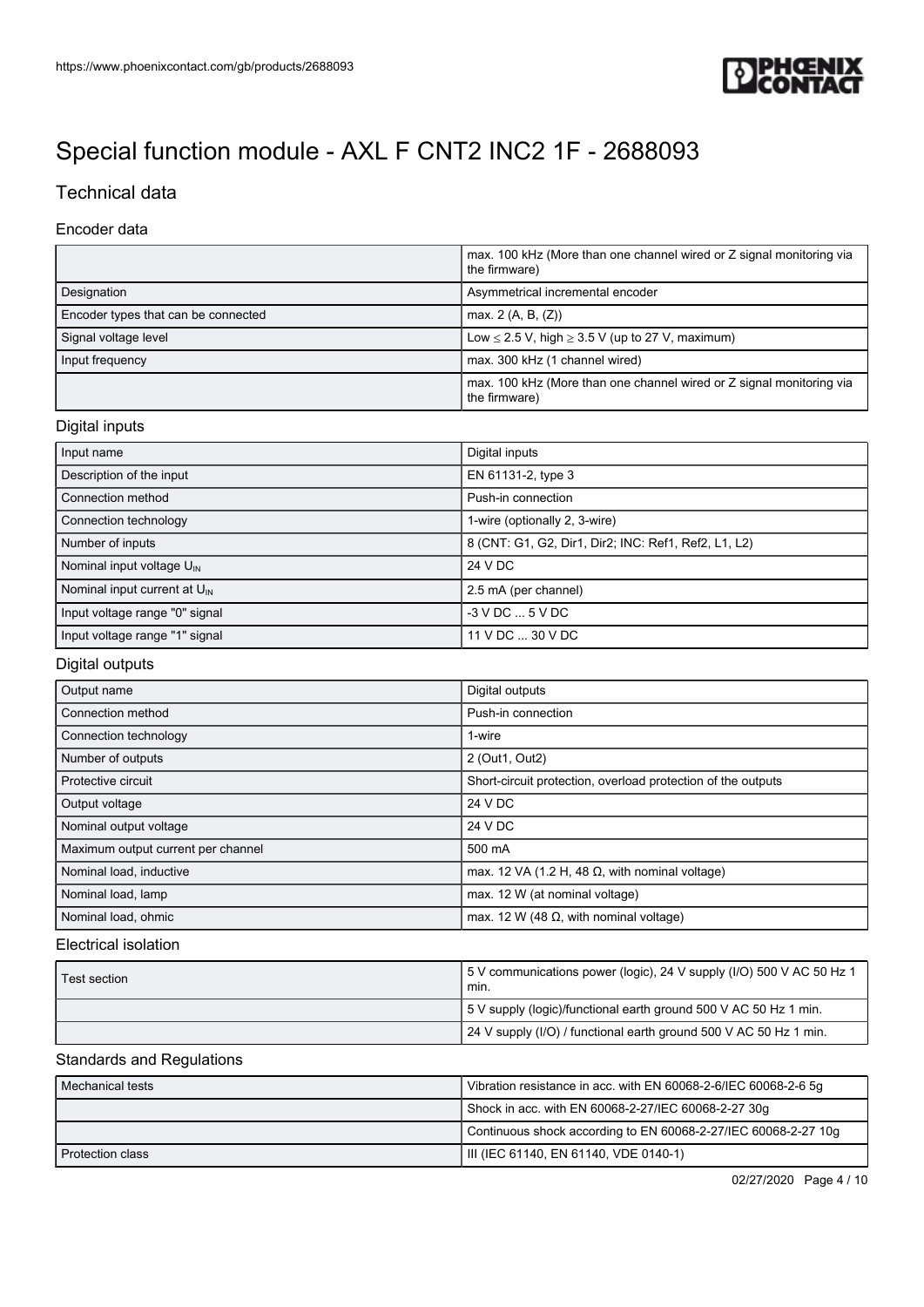# Special function module - AXL F CNT2 INC2 1F - 2688093

## Technical data

### Encoder data

| | |
|---|---|
| | max. 100 kHz (More than one channel wired or Z signal monitoring via the firmware) |
| Designation | Asymmetrical incremental encoder |
| Encoder types that can be connected | max. 2 (A, B, (Z)) |
| Signal voltage level | Low ≤ 2.5 V, high ≥ 3.5 V (up to 27 V, maximum) |
| Input frequency | max. 300 kHz (1 channel wired) |
| | max. 100 kHz (More than one channel wired or Z signal monitoring via the firmware) |

### Digital inputs

| | |
|---|---|
| Input name | Digital inputs |
| Description of the input | EN 61131-2, type 3 |
| Connection method | Push-in connection |
| Connection technology | 1-wire (optionally 2, 3-wire) |
| Number of inputs | 8 (CNT: G1, G2, Dir1, Dir2; INC: Ref1, Ref2, L1, L2) |
| Nominal input voltage $U_{IN}$ | 24 V DC |
| Nominal input current at $U_{IN}$ | 2.5 mA (per channel) |
| Input voltage range "0" signal | -3 V DC ... 5 V DC |
| Input voltage range "1" signal | 11 V DC ... 30 V DC |

### Digital outputs

| | |
|---|---|
| Output name | Digital outputs |
| Connection method | Push-in connection |
| Connection technology | 1-wire |
| Number of outputs | 2 (Out1, Out2) |
| Protective circuit | Short-circuit protection, overload protection of the outputs |
| Output voltage | 24 V DC |
| Nominal output voltage | 24 V DC |
| Maximum output current per channel | 500 mA |
| Nominal load, inductive | max. 12 VA (1.2 H, 48 Ω, with nominal voltage) |
| Nominal load, lamp | max. 12 W (at nominal voltage) |
| Nominal load, ohmic | max. 12 W (48 Ω, with nominal voltage) |

### Electrical isolation

| | |
|---|---|
| Test section | 5 V communications power (logic), 24 V supply (I/O) 500 V AC 50 Hz 1 min. |
| | 5 V supply (logic)/functional earth ground 500 V AC 50 Hz 1 min. |
| | 24 V supply (I/O) / functional earth ground 500 V AC 50 Hz 1 min. |

### Standards and Regulations

| | |
|---|---|
| Mechanical tests | Vibration resistance in acc. with EN 60068-2-6/IEC 60068-2-6 5g |
| | Shock in acc. with EN 60068-2-27/IEC 60068-2-27 30g |
| | Continuous shock according to EN 60068-2-27/IEC 60068-2-27 10g |
| Protection class | III (IEC 61140, EN 61140, VDE 0140-1) |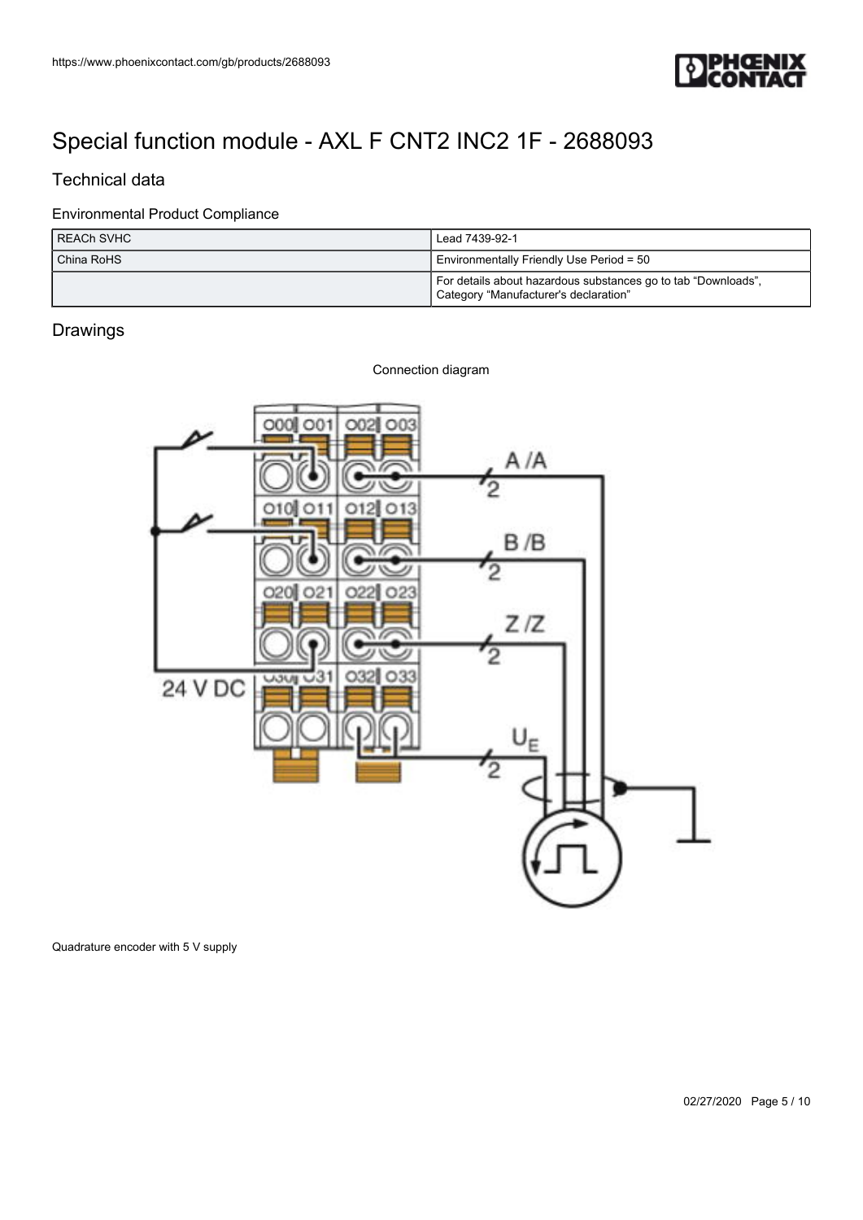# Special function module - AXL F CNT2 INC2 1F - 2688093

## Technical data

### Environmental Product Compliance

| REACh SVHC | Lead 7439-92-1 |
| --- | --- |
| China RoHS | Environmentally Friendly Use Period = 50 |
| | For details about hazardous substances go to tab "Downloads", Category "Manufacturer's declaration" |

## Drawings

Connection diagram

Quadrature encoder with 5 V supply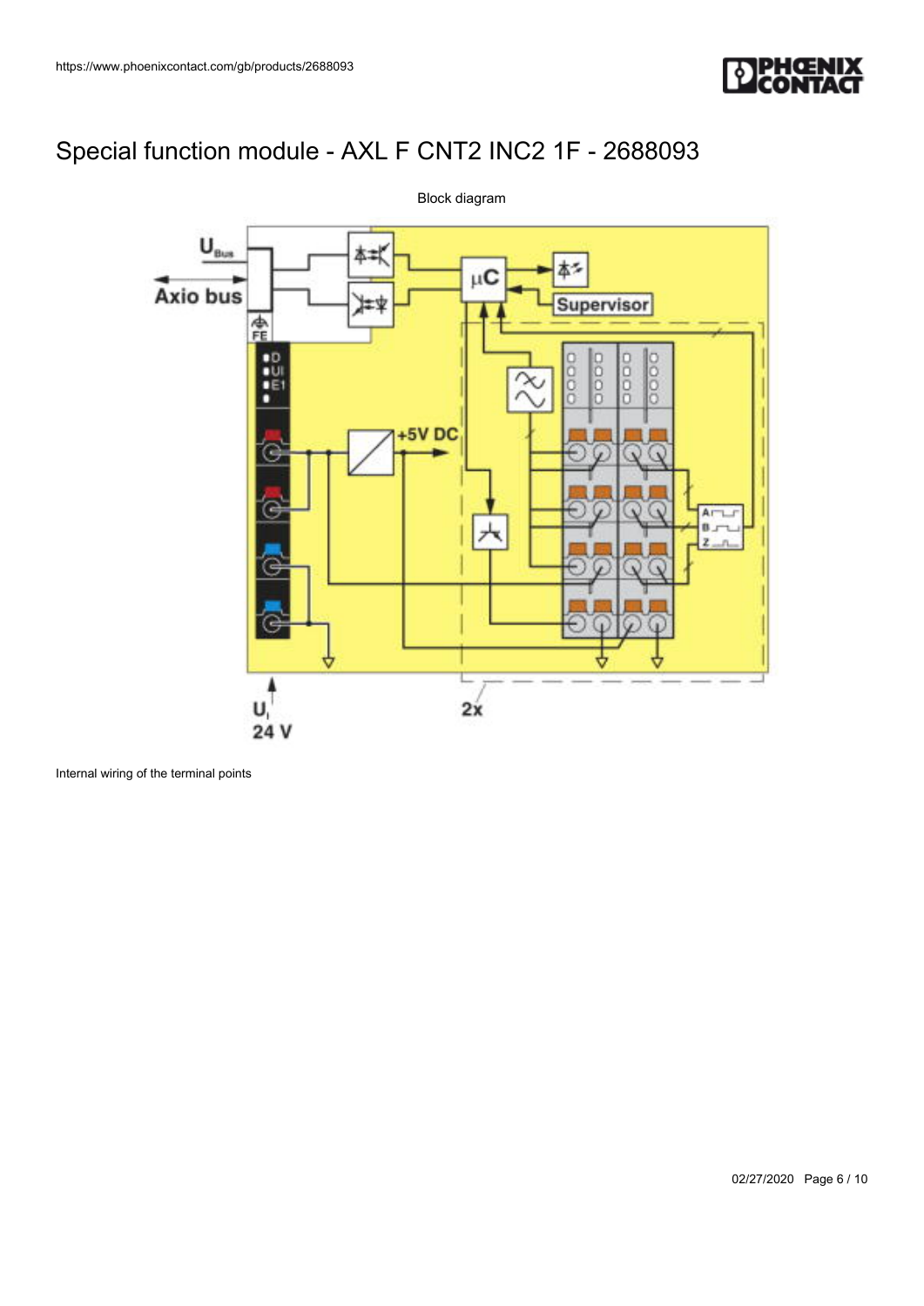# Special function module - AXL F CNT2 INC2 1F - 2688093

Block diagram

Internal wiring of the terminal points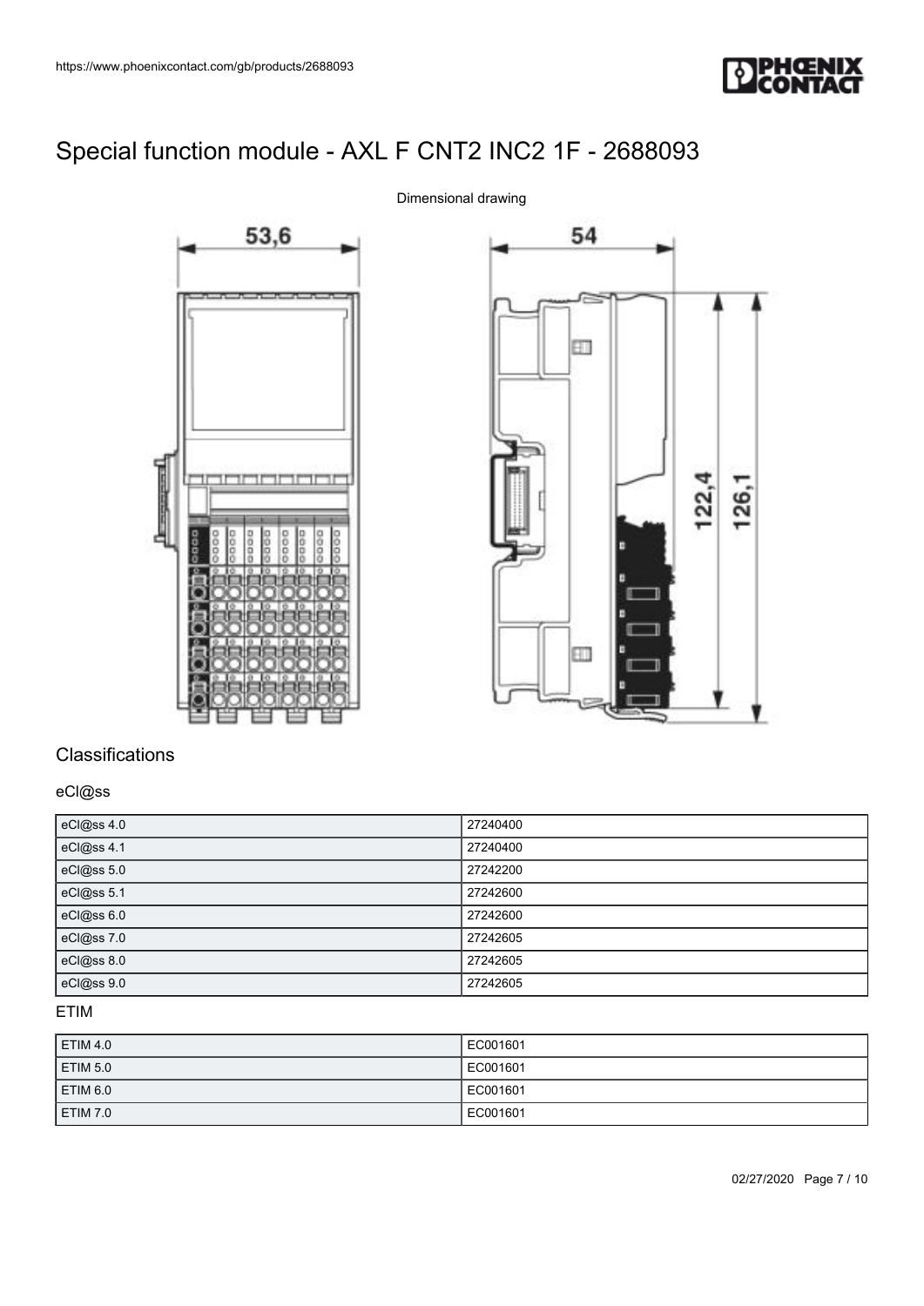# Special function module - AXL F CNT2 INC2 1F - 2688093

Dimensional drawing

## Classifications

### eCl@ss

| | |
|---|---|
| eCl@ss 4.0 | 27240400 |
| eCl@ss 4.1 | 27240400 |
| eCl@ss 5.0 | 27242200 |
| eCl@ss 5.1 | 27242600 |
| eCl@ss 6.0 | 27242600 |
| eCl@ss 7.0 | 27242605 |
| eCl@ss 8.0 | 27242605 |
| eCl@ss 9.0 | 27242605 |

### ETIM

| | |
|---|---|
| ETIM 4.0 | EC001601 |
| ETIM 5.0 | EC001601 |
| ETIM 6.0 | EC001601 |
| ETIM 7.0 | EC001601 |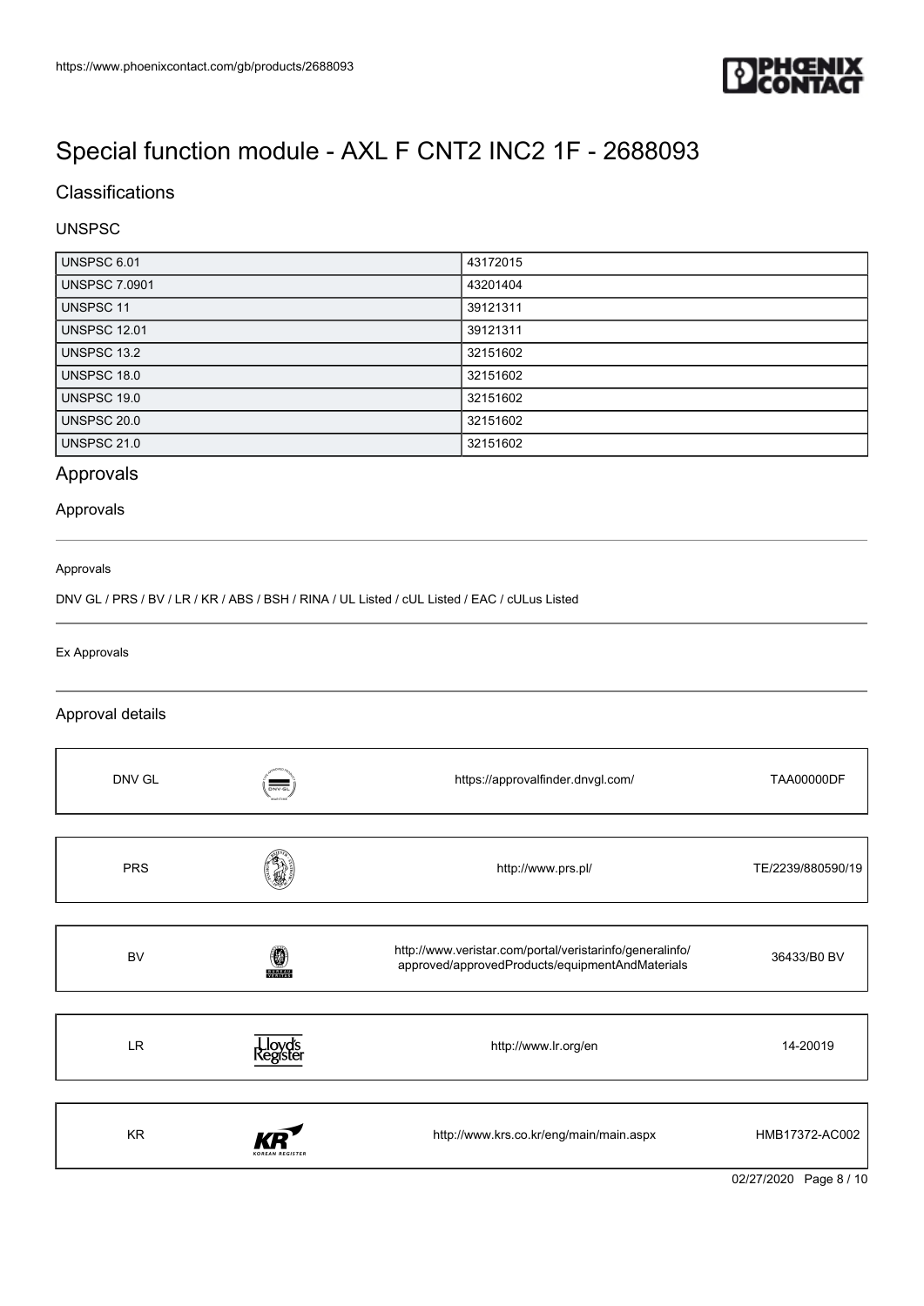# Special function module - AXL F CNT2 INC2 1F - 2688093

## Classifications

### UNSPSC

| | |
|---|---|
| UNSPSC 6.01 | 43172015 |
| UNSPSC 7.0901 | 43201404 |
| UNSPSC 11 | 39121311 |
| UNSPSC 12.01 | 39121311 |
| UNSPSC 13.2 | 32151602 |
| UNSPSC 18.0 | 32151602 |
| UNSPSC 19.0 | 32151602 |
| UNSPSC 20.0 | 32151602 |
| UNSPSC 21.0 | 32151602 |

## Approvals

### Approvals

Approvals

DNV GL / PRS / BV / LR / KR / ABS / BSH / RINA / UL Listed / cUL Listed / EAC / cULus Listed

Ex Approvals

### Approval details

| | | |
|---|---|---|
| DNV GL | https://approvalfinder.dnvgl.com/ | TAA00000DF |
| PRS | http://www.prs.pl/ | TE/2239/880590/19 |
| BV | http://www.veristar.com/portal/veristarinfo/generalinfo/approved/approvedProducts/equipmentAndMaterials | 36433/B0 BV |
| LR | http://www.lr.org/en | 14-20019 |
| KR | http://www.krs.co.kr/eng/main/main.aspx | HMB17372-AC002 |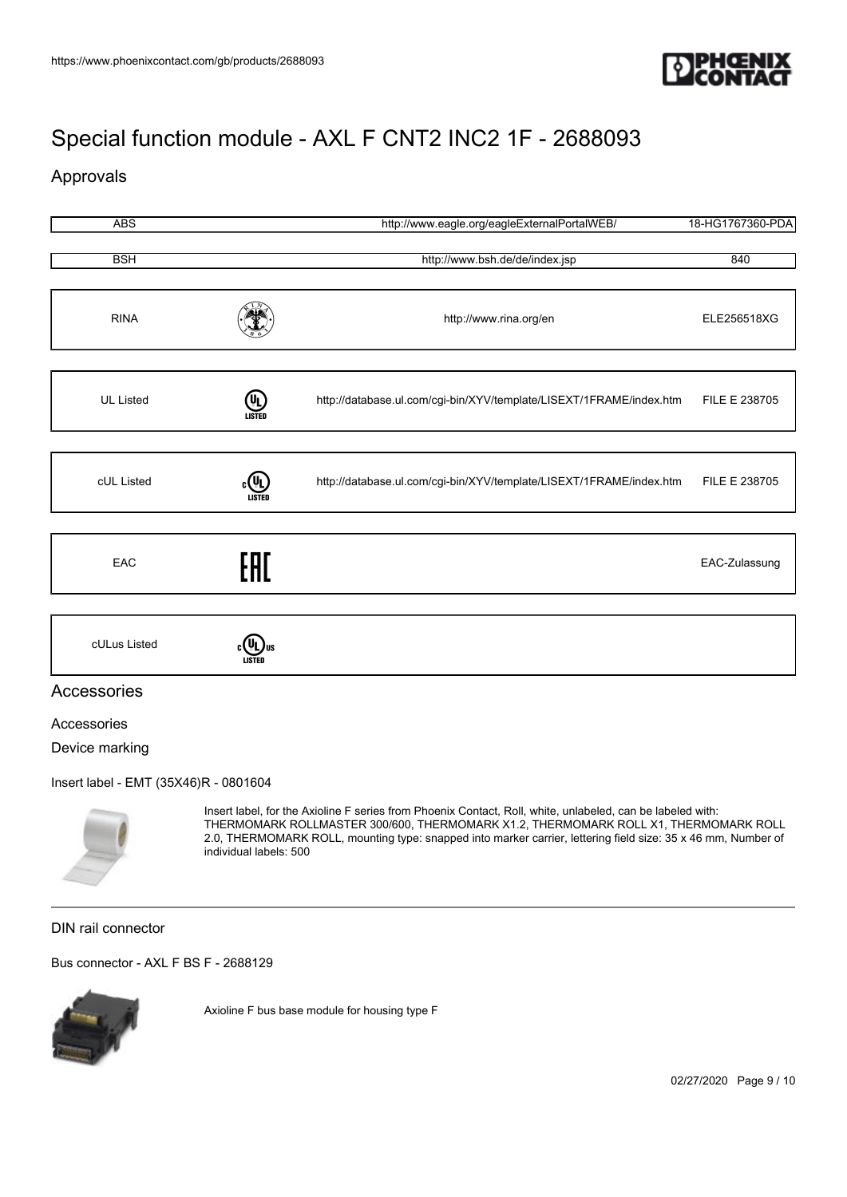# Special function module - AXL F CNT2 INC2 1F - 2688093

## Approvals

| Approval | Logo | Link | File |
|---|---|---|---|
| ABS | | http://www.eagle.org/eagleExternalPortalWEB/ | 18-HG1767360-PDA |
| BSH | | http://www.bsh.de/de/index.jsp | 840 |
| RINA | | http://www.rina.org/en | ELE256518XG |
| UL Listed | | http://database.ul.com/cgi-bin/XYV/template/LISEXT/1FRAME/index.htm | FILE E 238705 |
| cUL Listed | | http://database.ul.com/cgi-bin/XYV/template/LISEXT/1FRAME/index.htm | FILE E 238705 |
| EAC | | | EAC-Zulassung |
| cULus Listed | | | |

## Accessories

Accessories

Device marking

Insert label - EMT (35X46)R - 0801604

Insert label, for the Axioline F series from Phoenix Contact, Roll, white, unlabeled, can be labeled with: THERMOMARK ROLLMASTER 300/600, THERMOMARK X1.2, THERMOMARK ROLL X1, THERMOMARK ROLL 2.0, THERMOMARK ROLL, mounting type: snapped into marker carrier, lettering field size: 35 x 46 mm, Number of individual labels: 500

DIN rail connector

Bus connector - AXL F BS F - 2688129

Axioline F bus base module for housing type F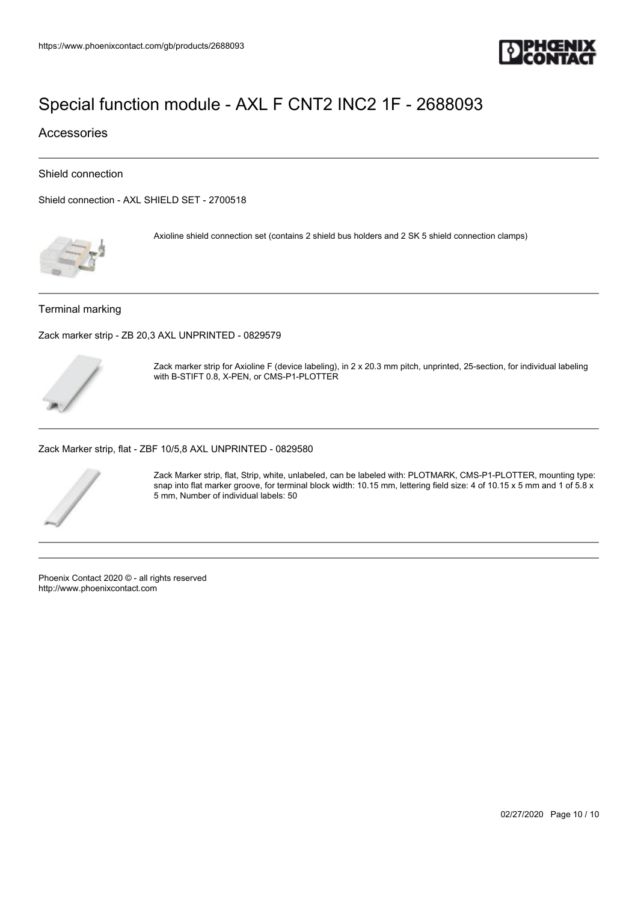# Special function module - AXL F CNT2 INC2 1F - 2688093

## Accessories

### Shield connection

Shield connection - AXL SHIELD SET - 2700518

Axioline shield connection set (contains 2 shield bus holders and 2 SK 5 shield connection clamps)

### Terminal marking

Zack marker strip - ZB 20,3 AXL UNPRINTED - 0829579

Zack marker strip for Axioline F (device labeling), in 2 x 20.3 mm pitch, unprinted, 25-section, for individual labeling with B-STIFT 0.8, X-PEN, or CMS-P1-PLOTTER

Zack Marker strip, flat - ZBF 10/5,8 AXL UNPRINTED - 0829580

Zack Marker strip, flat, Strip, white, unlabeled, can be labeled with: PLOTMARK, CMS-P1-PLOTTER, mounting type: snap into flat marker groove, for terminal block width: 10.15 mm, lettering field size: 4 of 10.15 x 5 mm and 1 of 5.8 x 5 mm, Number of individual labels: 50

Phoenix Contact 2020 © - all rights reserved
http://www.phoenixcontact.com